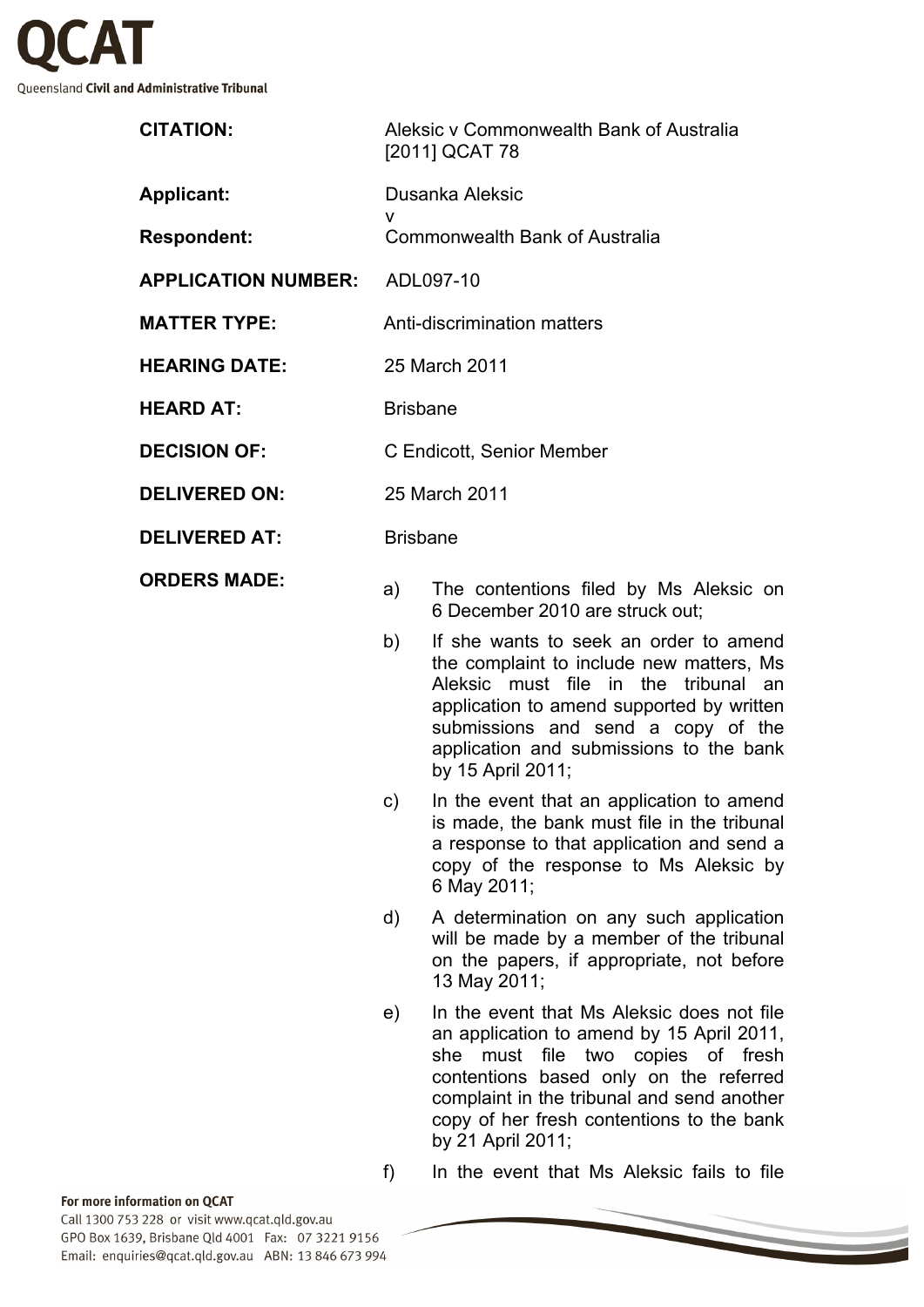# QCAT

Queensland **Civil and Administrative Tribunal**

| | |
|---|---|
| **CITATION:** | Aleksic v Commonwealth Bank of Australia [2011] QCAT 78 |
| **Applicant:** | Dusanka Aleksic |
| | v |
| **Respondent:** | Commonwealth Bank of Australia |
| **APPLICATION NUMBER:** | ADL097-10 |
| **MATTER TYPE:** | Anti-discrimination matters |
| **HEARING DATE:** | 25 March 2011 |
| **HEARD AT:** | Brisbane |
| **DECISION OF:** | C Endicott, Senior Member |
| **DELIVERED ON:** | 25 March 2011 |
| **DELIVERED AT:** | Brisbane |

**ORDERS MADE:**

a) The contentions filed by Ms Aleksic on 6 December 2010 are struck out;

b) If she wants to seek an order to amend the complaint to include new matters, Ms Aleksic must file in the tribunal an application to amend supported by written submissions and send a copy of the application and submissions to the bank by 15 April 2011;

c) In the event that an application to amend is made, the bank must file in the tribunal a response to that application and send a copy of the response to Ms Aleksic by 6 May 2011;

d) A determination on any such application will be made by a member of the tribunal on the papers, if appropriate, not before 13 May 2011;

e) In the event that Ms Aleksic does not file an application to amend by 15 April 2011, she must file two copies of fresh contentions based only on the referred complaint in the tribunal and send another copy of her fresh contentions to the bank by 21 April 2011;

f) In the event that Ms Aleksic fails to file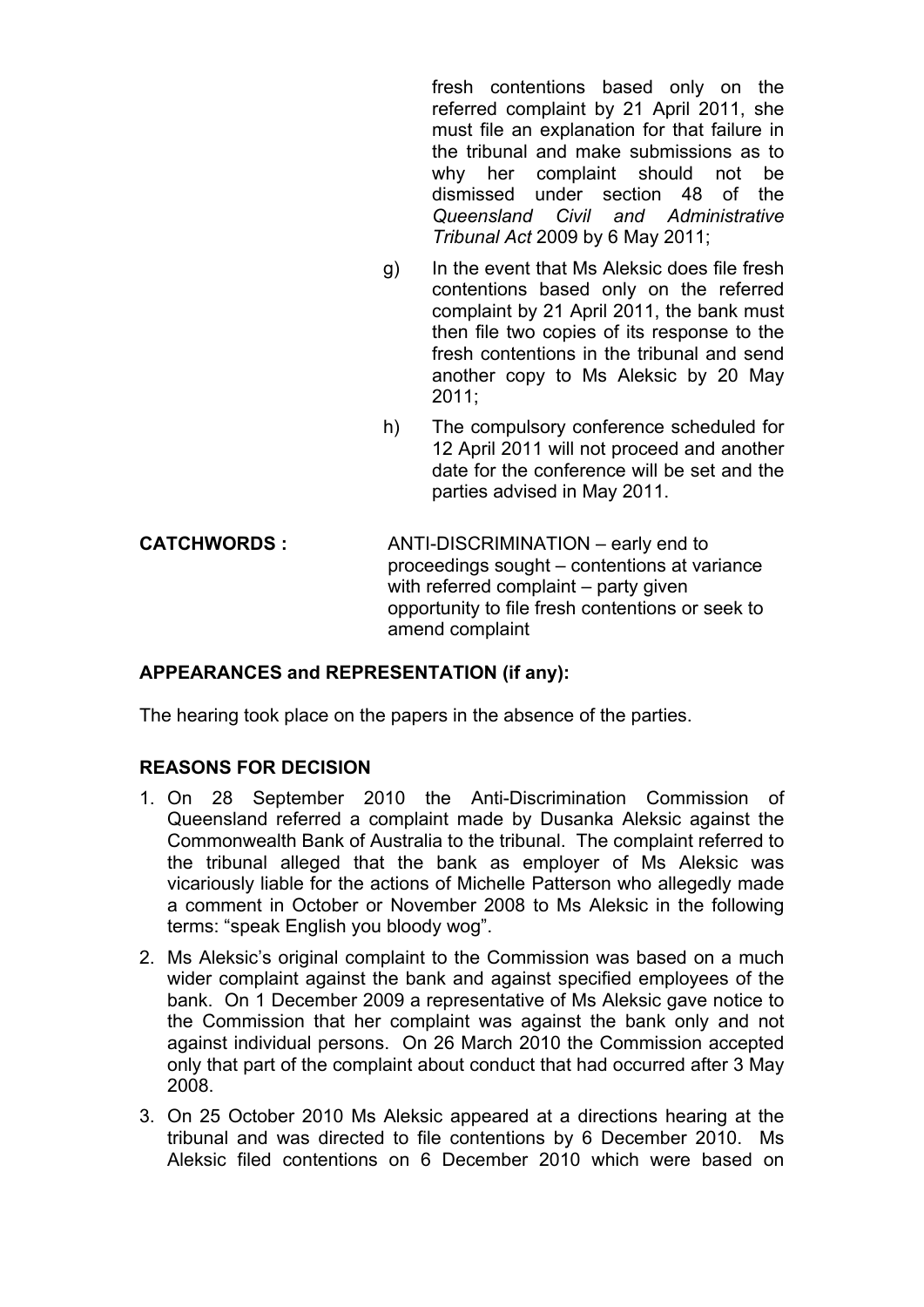fresh contentions based only on the referred complaint by 21 April 2011, she must file an explanation for that failure in the tribunal and make submissions as to why her complaint should not be dismissed under section 48 of the *Queensland Civil and Administrative Tribunal Act* 2009 by 6 May 2011;

g) In the event that Ms Aleksic does file fresh contentions based only on the referred complaint by 21 April 2011, the bank must then file two copies of its response to the fresh contentions in the tribunal and send another copy to Ms Aleksic by 20 May 2011;

h) The compulsory conference scheduled for 12 April 2011 will not proceed and another date for the conference will be set and the parties advised in May 2011.

**CATCHWORDS :** ANTI-DISCRIMINATION – early end to proceedings sought – contentions at variance with referred complaint – party given opportunity to file fresh contentions or seek to amend complaint

**APPEARANCES and REPRESENTATION (if any):**

The hearing took place on the papers in the absence of the parties.

**REASONS FOR DECISION**

1. On 28 September 2010 the Anti-Discrimination Commission of Queensland referred a complaint made by Dusanka Aleksic against the Commonwealth Bank of Australia to the tribunal. The complaint referred to the tribunal alleged that the bank as employer of Ms Aleksic was vicariously liable for the actions of Michelle Patterson who allegedly made a comment in October or November 2008 to Ms Aleksic in the following terms: "speak English you bloody wog".

2. Ms Aleksic's original complaint to the Commission was based on a much wider complaint against the bank and against specified employees of the bank. On 1 December 2009 a representative of Ms Aleksic gave notice to the Commission that her complaint was against the bank only and not against individual persons. On 26 March 2010 the Commission accepted only that part of the complaint about conduct that had occurred after 3 May 2008.

3. On 25 October 2010 Ms Aleksic appeared at a directions hearing at the tribunal and was directed to file contentions by 6 December 2010. Ms Aleksic filed contentions on 6 December 2010 which were based on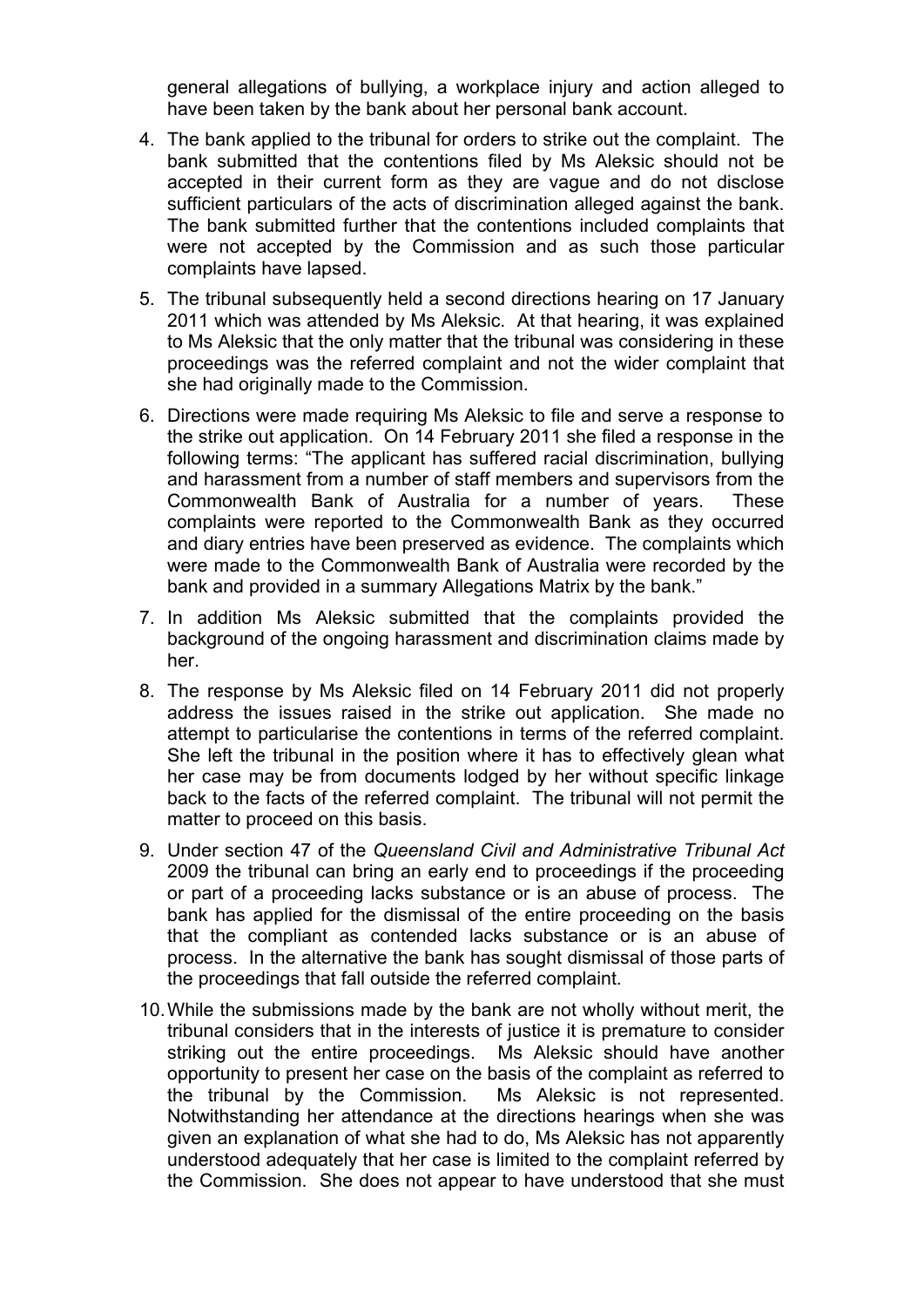general allegations of bullying, a workplace injury and action alleged to have been taken by the bank about her personal bank account.

4. The bank applied to the tribunal for orders to strike out the complaint. The bank submitted that the contentions filed by Ms Aleksic should not be accepted in their current form as they are vague and do not disclose sufficient particulars of the acts of discrimination alleged against the bank. The bank submitted further that the contentions included complaints that were not accepted by the Commission and as such those particular complaints have lapsed.

5. The tribunal subsequently held a second directions hearing on 17 January 2011 which was attended by Ms Aleksic. At that hearing, it was explained to Ms Aleksic that the only matter that the tribunal was considering in these proceedings was the referred complaint and not the wider complaint that she had originally made to the Commission.

6. Directions were made requiring Ms Aleksic to file and serve a response to the strike out application. On 14 February 2011 she filed a response in the following terms: "The applicant has suffered racial discrimination, bullying and harassment from a number of staff members and supervisors from the Commonwealth Bank of Australia for a number of years. These complaints were reported to the Commonwealth Bank as they occurred and diary entries have been preserved as evidence. The complaints which were made to the Commonwealth Bank of Australia were recorded by the bank and provided in a summary Allegations Matrix by the bank."

7. In addition Ms Aleksic submitted that the complaints provided the background of the ongoing harassment and discrimination claims made by her.

8. The response by Ms Aleksic filed on 14 February 2011 did not properly address the issues raised in the strike out application. She made no attempt to particularise the contentions in terms of the referred complaint. She left the tribunal in the position where it has to effectively glean what her case may be from documents lodged by her without specific linkage back to the facts of the referred complaint. The tribunal will not permit the matter to proceed on this basis.

9. Under section 47 of the *Queensland Civil and Administrative Tribunal Act* 2009 the tribunal can bring an early end to proceedings if the proceeding or part of a proceeding lacks substance or is an abuse of process. The bank has applied for the dismissal of the entire proceeding on the basis that the compliant as contended lacks substance or is an abuse of process. In the alternative the bank has sought dismissal of those parts of the proceedings that fall outside the referred complaint.

10. While the submissions made by the bank are not wholly without merit, the tribunal considers that in the interests of justice it is premature to consider striking out the entire proceedings. Ms Aleksic should have another opportunity to present her case on the basis of the complaint as referred to the tribunal by the Commission. Ms Aleksic is not represented. Notwithstanding her attendance at the directions hearings when she was given an explanation of what she had to do, Ms Aleksic has not apparently understood adequately that her case is limited to the complaint referred by the Commission. She does not appear to have understood that she must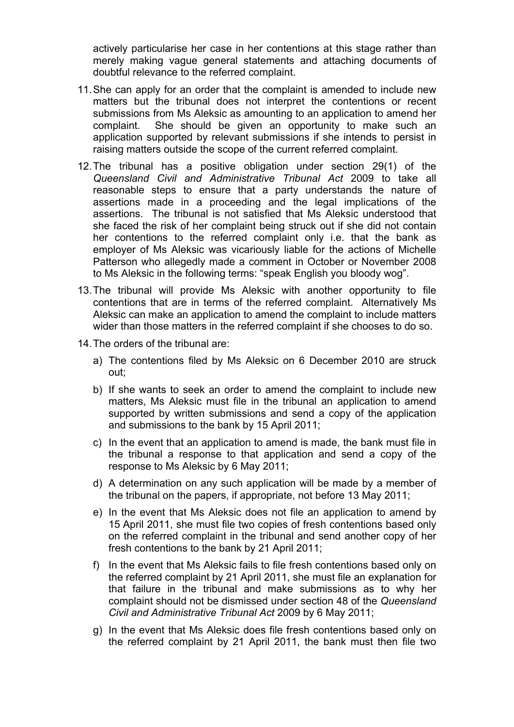actively particularise her case in her contentions at this stage rather than merely making vague general statements and attaching documents of doubtful relevance to the referred complaint.

11. She can apply for an order that the complaint is amended to include new matters but the tribunal does not interpret the contentions or recent submissions from Ms Aleksic as amounting to an application to amend her complaint. She should be given an opportunity to make such an application supported by relevant submissions if she intends to persist in raising matters outside the scope of the current referred complaint.

12. The tribunal has a positive obligation under section 29(1) of the *Queensland Civil and Administrative Tribunal Act* 2009 to take all reasonable steps to ensure that a party understands the nature of assertions made in a proceeding and the legal implications of the assertions. The tribunal is not satisfied that Ms Aleksic understood that she faced the risk of her complaint being struck out if she did not contain her contentions to the referred complaint only i.e. that the bank as employer of Ms Aleksic was vicariously liable for the actions of Michelle Patterson who allegedly made a comment in October or November 2008 to Ms Aleksic in the following terms: "speak English you bloody wog".

13. The tribunal will provide Ms Aleksic with another opportunity to file contentions that are in terms of the referred complaint. Alternatively Ms Aleksic can make an application to amend the complaint to include matters wider than those matters in the referred complaint if she chooses to do so.

14. The orders of the tribunal are:

   a) The contentions filed by Ms Aleksic on 6 December 2010 are struck out;

   b) If she wants to seek an order to amend the complaint to include new matters, Ms Aleksic must file in the tribunal an application to amend supported by written submissions and send a copy of the application and submissions to the bank by 15 April 2011;

   c) In the event that an application to amend is made, the bank must file in the tribunal a response to that application and send a copy of the response to Ms Aleksic by 6 May 2011;

   d) A determination on any such application will be made by a member of the tribunal on the papers, if appropriate, not before 13 May 2011;

   e) In the event that Ms Aleksic does not file an application to amend by 15 April 2011, she must file two copies of fresh contentions based only on the referred complaint in the tribunal and send another copy of her fresh contentions to the bank by 21 April 2011;

   f) In the event that Ms Aleksic fails to file fresh contentions based only on the referred complaint by 21 April 2011, she must file an explanation for that failure in the tribunal and make submissions as to why her complaint should not be dismissed under section 48 of the *Queensland Civil and Administrative Tribunal Act* 2009 by 6 May 2011;

   g) In the event that Ms Aleksic does file fresh contentions based only on the referred complaint by 21 April 2011, the bank must then file two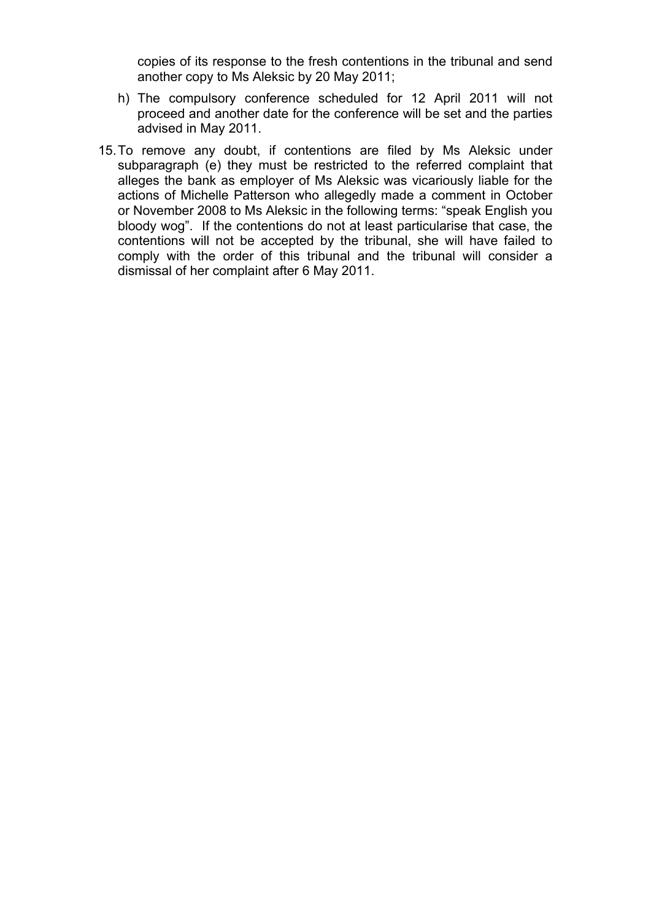copies of its response to the fresh contentions in the tribunal and send another copy to Ms Aleksic by 20 May 2011;

h) The compulsory conference scheduled for 12 April 2011 will not proceed and another date for the conference will be set and the parties advised in May 2011.

15. To remove any doubt, if contentions are filed by Ms Aleksic under subparagraph (e) they must be restricted to the referred complaint that alleges the bank as employer of Ms Aleksic was vicariously liable for the actions of Michelle Patterson who allegedly made a comment in October or November 2008 to Ms Aleksic in the following terms: "speak English you bloody wog". If the contentions do not at least particularise that case, the contentions will not be accepted by the tribunal, she will have failed to comply with the order of this tribunal and the tribunal will consider a dismissal of her complaint after 6 May 2011.